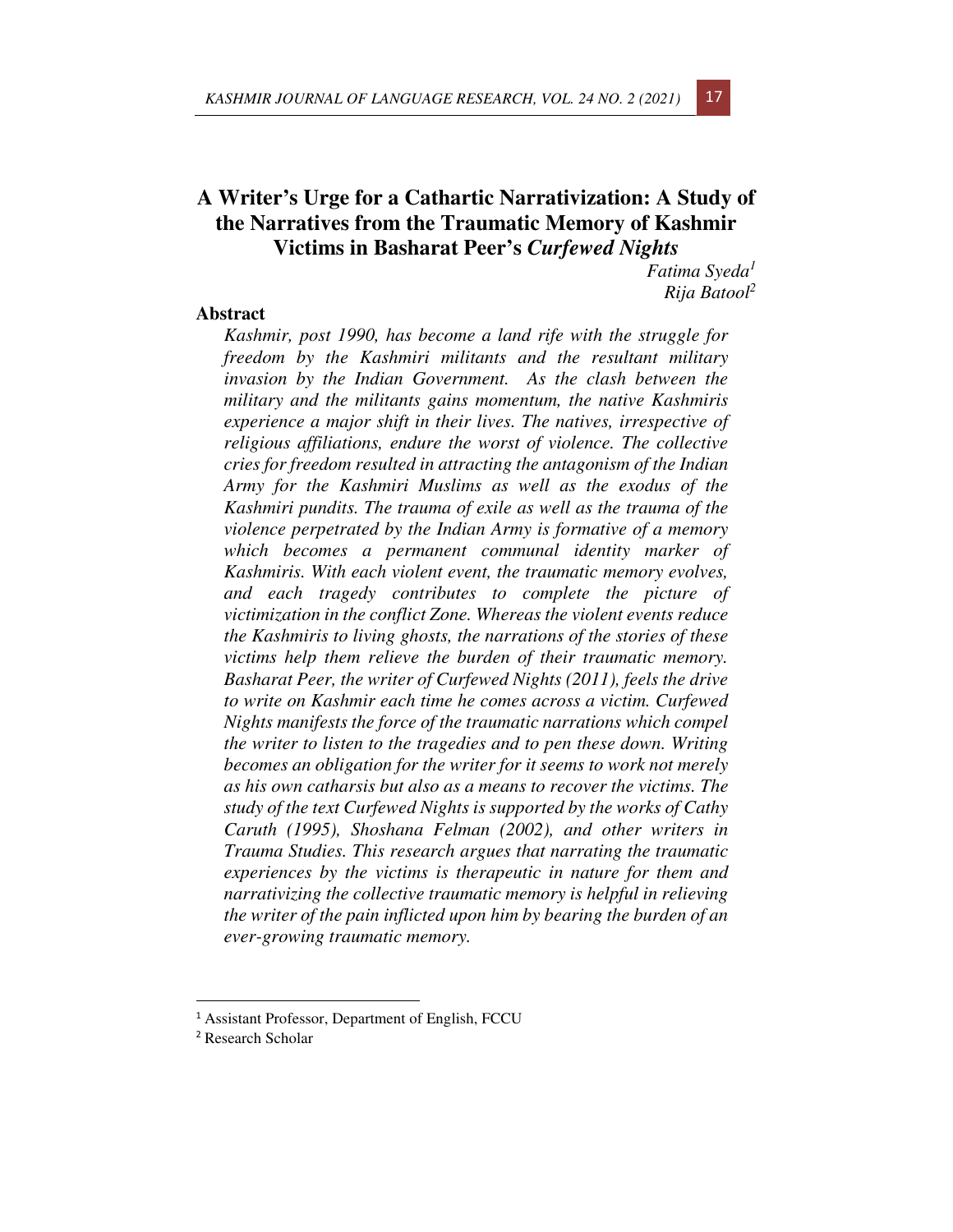# A Writer's Urge for a Cathartic Narrativization: A Study of the Narratives from the Traumatic Memory of Kashmir Victims in Basharat Peer's *Curfewed Nights*

*Fatima Syeda*[1]
*Rija Batool*[2]

## Abstract

*Kashmir, post 1990, has become a land rife with the struggle for freedom by the Kashmiri militants and the resultant military invasion by the Indian Government. As the clash between the military and the militants gains momentum, the native Kashmiris experience a major shift in their lives. The natives, irrespective of religious affiliations, endure the worst of violence. The collective cries for freedom resulted in attracting the antagonism of the Indian Army for the Kashmiri Muslims as well as the exodus of the Kashmiri pundits. The trauma of exile as well as the trauma of the violence perpetrated by the Indian Army is formative of a memory which becomes a permanent communal identity marker of Kashmiris. With each violent event, the traumatic memory evolves, and each tragedy contributes to complete the picture of victimization in the conflict Zone. Whereas the violent events reduce the Kashmiris to living ghosts, the narrations of the stories of these victims help them relieve the burden of their traumatic memory. Basharat Peer, the writer of Curfewed Nights (2011), feels the drive to write on Kashmir each time he comes across a victim. Curfewed Nights manifests the force of the traumatic narrations which compel the writer to listen to the tragedies and to pen these down. Writing becomes an obligation for the writer for it seems to work not merely as his own catharsis but also as a means to recover the victims. The study of the text Curfewed Nights is supported by the works of Cathy Caruth (1995), Shoshana Felman (2002), and other writers in Trauma Studies. This research argues that narrating the traumatic experiences by the victims is therapeutic in nature for them and narrativizing the collective traumatic memory is helpful in relieving the writer of the pain inflicted upon him by bearing the burden of an ever-growing traumatic memory.*

---

[1] Assistant Professor, Department of English, FCCU

[2] Research Scholar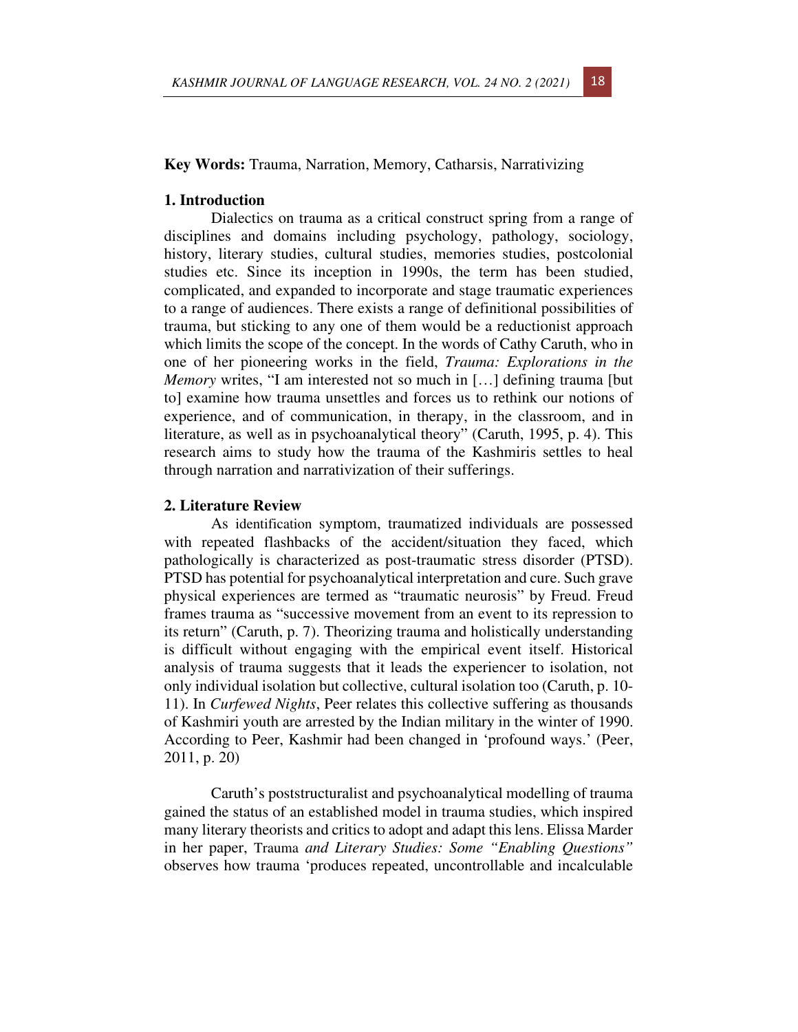**Key Words:** Trauma, Narration, Memory, Catharsis, Narrativizing

## 1. Introduction

Dialectics on trauma as a critical construct spring from a range of disciplines and domains including psychology, pathology, sociology, history, literary studies, cultural studies, memories studies, postcolonial studies etc. Since its inception in 1990s, the term has been studied, complicated, and expanded to incorporate and stage traumatic experiences to a range of audiences. There exists a range of definitional possibilities of trauma, but sticking to any one of them would be a reductionist approach which limits the scope of the concept. In the words of Cathy Caruth, who in one of her pioneering works in the field, *Trauma: Explorations in the Memory* writes, "I am interested not so much in […] defining trauma [but to] examine how trauma unsettles and forces us to rethink our notions of experience, and of communication, in therapy, in the classroom, and in literature, as well as in psychoanalytical theory" (Caruth, 1995, p. 4). This research aims to study how the trauma of the Kashmiris settles to heal through narration and narrativization of their sufferings.

## 2. Literature Review

As identification symptom, traumatized individuals are possessed with repeated flashbacks of the accident/situation they faced, which pathologically is characterized as post-traumatic stress disorder (PTSD). PTSD has potential for psychoanalytical interpretation and cure. Such grave physical experiences are termed as "traumatic neurosis" by Freud. Freud frames trauma as "successive movement from an event to its repression to its return" (Caruth, p. 7). Theorizing trauma and holistically understanding is difficult without engaging with the empirical event itself. Historical analysis of trauma suggests that it leads the experiencer to isolation, not only individual isolation but collective, cultural isolation too (Caruth, p. 10-11). In *Curfewed Nights*, Peer relates this collective suffering as thousands of Kashmiri youth are arrested by the Indian military in the winter of 1990. According to Peer, Kashmir had been changed in 'profound ways.' (Peer, 2011, p. 20)

Caruth's poststructuralist and psychoanalytical modelling of trauma gained the status of an established model in trauma studies, which inspired many literary theorists and critics to adopt and adapt this lens. Elissa Marder in her paper, Trauma *and Literary Studies: Some "Enabling Questions"* observes how trauma 'produces repeated, uncontrollable and incalculable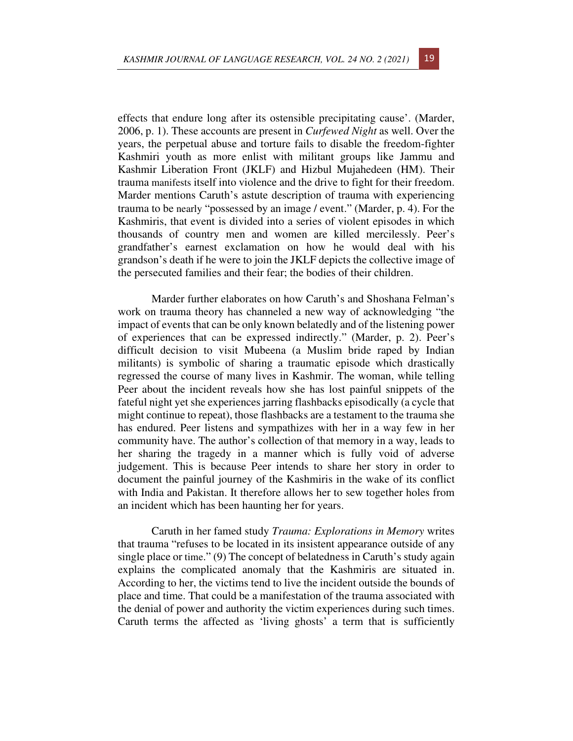effects that endure long after its ostensible precipitating cause'. (Marder, 2006, p. 1). These accounts are present in *Curfewed Night* as well. Over the years, the perpetual abuse and torture fails to disable the freedom-fighter Kashmiri youth as more enlist with militant groups like Jammu and Kashmir Liberation Front (JKLF) and Hizbul Mujahedeen (HM). Their trauma manifests itself into violence and the drive to fight for their freedom. Marder mentions Caruth's astute description of trauma with experiencing trauma to be nearly "possessed by an image / event." (Marder, p. 4). For the Kashmiris, that event is divided into a series of violent episodes in which thousands of country men and women are killed mercilessly. Peer's grandfather's earnest exclamation on how he would deal with his grandson's death if he were to join the JKLF depicts the collective image of the persecuted families and their fear; the bodies of their children.

Marder further elaborates on how Caruth's and Shoshana Felman's work on trauma theory has channeled a new way of acknowledging "the impact of events that can be only known belatedly and of the listening power of experiences that can be expressed indirectly." (Marder, p. 2). Peer's difficult decision to visit Mubeena (a Muslim bride raped by Indian militants) is symbolic of sharing a traumatic episode which drastically regressed the course of many lives in Kashmir. The woman, while telling Peer about the incident reveals how she has lost painful snippets of the fateful night yet she experiences jarring flashbacks episodically (a cycle that might continue to repeat), those flashbacks are a testament to the trauma she has endured. Peer listens and sympathizes with her in a way few in her community have. The author's collection of that memory in a way, leads to her sharing the tragedy in a manner which is fully void of adverse judgement. This is because Peer intends to share her story in order to document the painful journey of the Kashmiris in the wake of its conflict with India and Pakistan. It therefore allows her to sew together holes from an incident which has been haunting her for years.

Caruth in her famed study *Trauma: Explorations in Memory* writes that trauma "refuses to be located in its insistent appearance outside of any single place or time." (9) The concept of belatedness in Caruth's study again explains the complicated anomaly that the Kashmiris are situated in. According to her, the victims tend to live the incident outside the bounds of place and time. That could be a manifestation of the trauma associated with the denial of power and authority the victim experiences during such times. Caruth terms the affected as 'living ghosts' a term that is sufficiently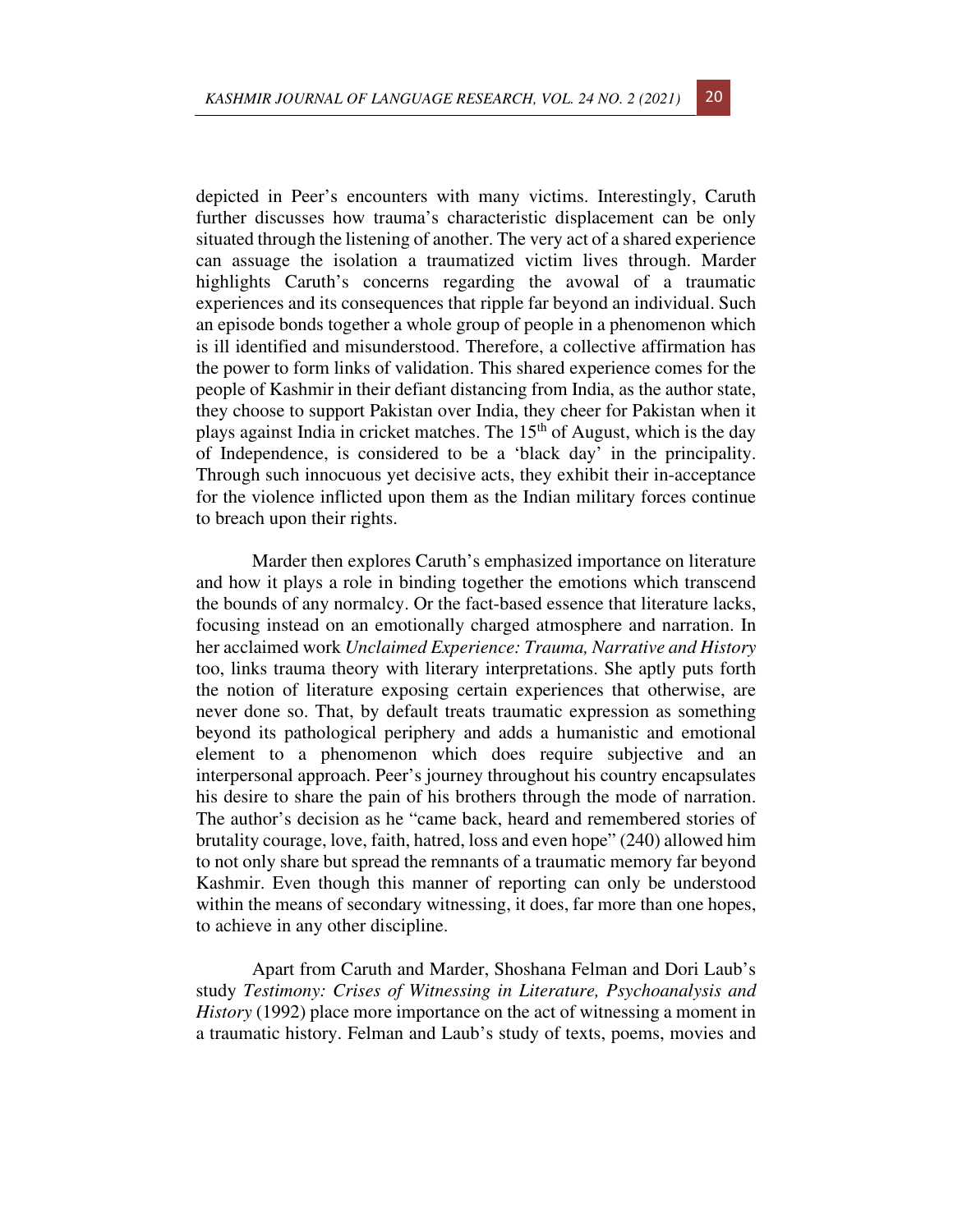depicted in Peer's encounters with many victims. Interestingly, Caruth further discusses how trauma's characteristic displacement can be only situated through the listening of another. The very act of a shared experience can assuage the isolation a traumatized victim lives through. Marder highlights Caruth's concerns regarding the avowal of a traumatic experiences and its consequences that ripple far beyond an individual. Such an episode bonds together a whole group of people in a phenomenon which is ill identified and misunderstood. Therefore, a collective affirmation has the power to form links of validation. This shared experience comes for the people of Kashmir in their defiant distancing from India, as the author state, they choose to support Pakistan over India, they cheer for Pakistan when it plays against India in cricket matches. The 15th of August, which is the day of Independence, is considered to be a 'black day' in the principality. Through such innocuous yet decisive acts, they exhibit their in-acceptance for the violence inflicted upon them as the Indian military forces continue to breach upon their rights.

Marder then explores Caruth's emphasized importance on literature and how it plays a role in binding together the emotions which transcend the bounds of any normalcy. Or the fact-based essence that literature lacks, focusing instead on an emotionally charged atmosphere and narration. In her acclaimed work *Unclaimed Experience: Trauma, Narrative and History* too, links trauma theory with literary interpretations. She aptly puts forth the notion of literature exposing certain experiences that otherwise, are never done so. That, by default treats traumatic expression as something beyond its pathological periphery and adds a humanistic and emotional element to a phenomenon which does require subjective and an interpersonal approach. Peer's journey throughout his country encapsulates his desire to share the pain of his brothers through the mode of narration. The author's decision as he "came back, heard and remembered stories of brutality courage, love, faith, hatred, loss and even hope" (240) allowed him to not only share but spread the remnants of a traumatic memory far beyond Kashmir. Even though this manner of reporting can only be understood within the means of secondary witnessing, it does, far more than one hopes, to achieve in any other discipline.

Apart from Caruth and Marder, Shoshana Felman and Dori Laub's study *Testimony: Crises of Witnessing in Literature, Psychoanalysis and History* (1992) place more importance on the act of witnessing a moment in a traumatic history. Felman and Laub's study of texts, poems, movies and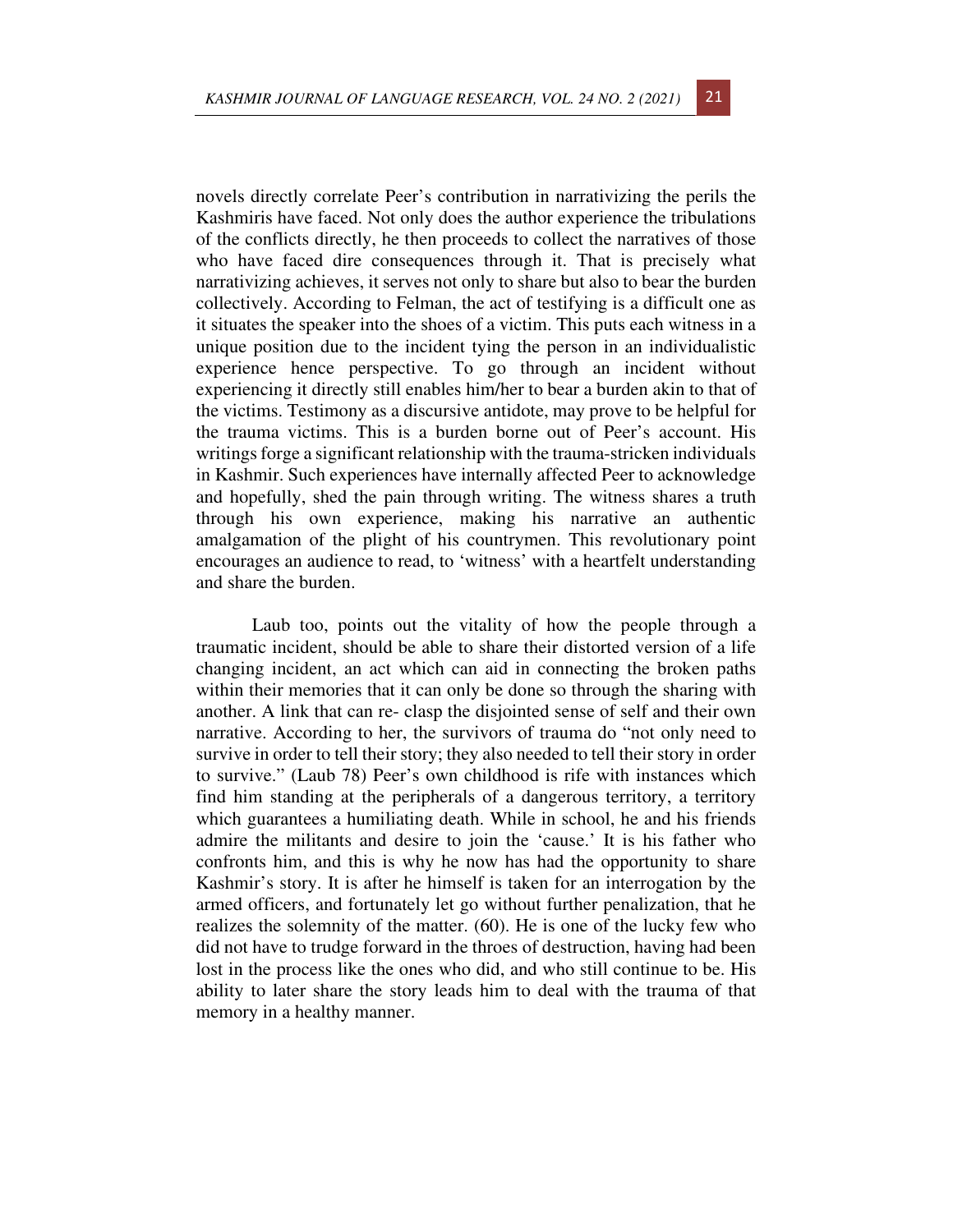novels directly correlate Peer's contribution in narrativizing the perils the Kashmiris have faced. Not only does the author experience the tribulations of the conflicts directly, he then proceeds to collect the narratives of those who have faced dire consequences through it. That is precisely what narrativizing achieves, it serves not only to share but also to bear the burden collectively. According to Felman, the act of testifying is a difficult one as it situates the speaker into the shoes of a victim. This puts each witness in a unique position due to the incident tying the person in an individualistic experience hence perspective. To go through an incident without experiencing it directly still enables him/her to bear a burden akin to that of the victims. Testimony as a discursive antidote, may prove to be helpful for the trauma victims. This is a burden borne out of Peer's account. His writings forge a significant relationship with the trauma-stricken individuals in Kashmir. Such experiences have internally affected Peer to acknowledge and hopefully, shed the pain through writing. The witness shares a truth through his own experience, making his narrative an authentic amalgamation of the plight of his countrymen. This revolutionary point encourages an audience to read, to 'witness' with a heartfelt understanding and share the burden.

Laub too, points out the vitality of how the people through a traumatic incident, should be able to share their distorted version of a life changing incident, an act which can aid in connecting the broken paths within their memories that it can only be done so through the sharing with another. A link that can re- clasp the disjointed sense of self and their own narrative. According to her, the survivors of trauma do "not only need to survive in order to tell their story; they also needed to tell their story in order to survive." (Laub 78) Peer's own childhood is rife with instances which find him standing at the peripherals of a dangerous territory, a territory which guarantees a humiliating death. While in school, he and his friends admire the militants and desire to join the 'cause.' It is his father who confronts him, and this is why he now has had the opportunity to share Kashmir's story. It is after he himself is taken for an interrogation by the armed officers, and fortunately let go without further penalization, that he realizes the solemnity of the matter. (60). He is one of the lucky few who did not have to trudge forward in the throes of destruction, having had been lost in the process like the ones who did, and who still continue to be. His ability to later share the story leads him to deal with the trauma of that memory in a healthy manner.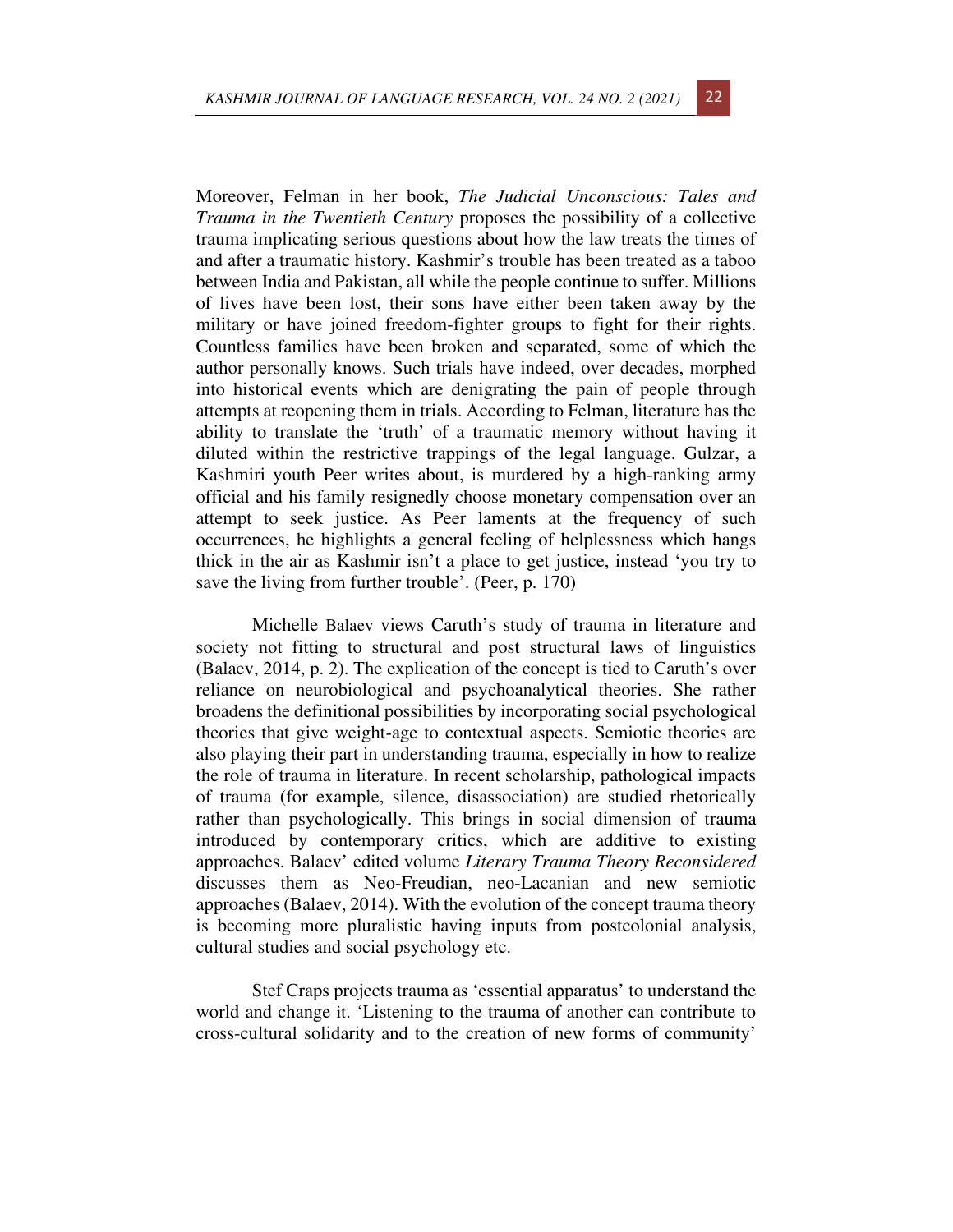Moreover, Felman in her book, *The Judicial Unconscious: Tales and Trauma in the Twentieth Century* proposes the possibility of a collective trauma implicating serious questions about how the law treats the times of and after a traumatic history. Kashmir's trouble has been treated as a taboo between India and Pakistan, all while the people continue to suffer. Millions of lives have been lost, their sons have either been taken away by the military or have joined freedom-fighter groups to fight for their rights. Countless families have been broken and separated, some of which the author personally knows. Such trials have indeed, over decades, morphed into historical events which are denigrating the pain of people through attempts at reopening them in trials. According to Felman, literature has the ability to translate the 'truth' of a traumatic memory without having it diluted within the restrictive trappings of the legal language. Gulzar, a Kashmiri youth Peer writes about, is murdered by a high-ranking army official and his family resignedly choose monetary compensation over an attempt to seek justice. As Peer laments at the frequency of such occurrences, he highlights a general feeling of helplessness which hangs thick in the air as Kashmir isn't a place to get justice, instead 'you try to save the living from further trouble'. (Peer, p. 170)

Michelle Balaev views Caruth's study of trauma in literature and society not fitting to structural and post structural laws of linguistics (Balaev, 2014, p. 2). The explication of the concept is tied to Caruth's over reliance on neurobiological and psychoanalytical theories. She rather broadens the definitional possibilities by incorporating social psychological theories that give weight-age to contextual aspects. Semiotic theories are also playing their part in understanding trauma, especially in how to realize the role of trauma in literature. In recent scholarship, pathological impacts of trauma (for example, silence, disassociation) are studied rhetorically rather than psychologically. This brings in social dimension of trauma introduced by contemporary critics, which are additive to existing approaches. Balaev' edited volume *Literary Trauma Theory Reconsidered* discusses them as Neo-Freudian, neo-Lacanian and new semiotic approaches (Balaev, 2014). With the evolution of the concept trauma theory is becoming more pluralistic having inputs from postcolonial analysis, cultural studies and social psychology etc.

Stef Craps projects trauma as 'essential apparatus' to understand the world and change it. 'Listening to the trauma of another can contribute to cross-cultural solidarity and to the creation of new forms of community'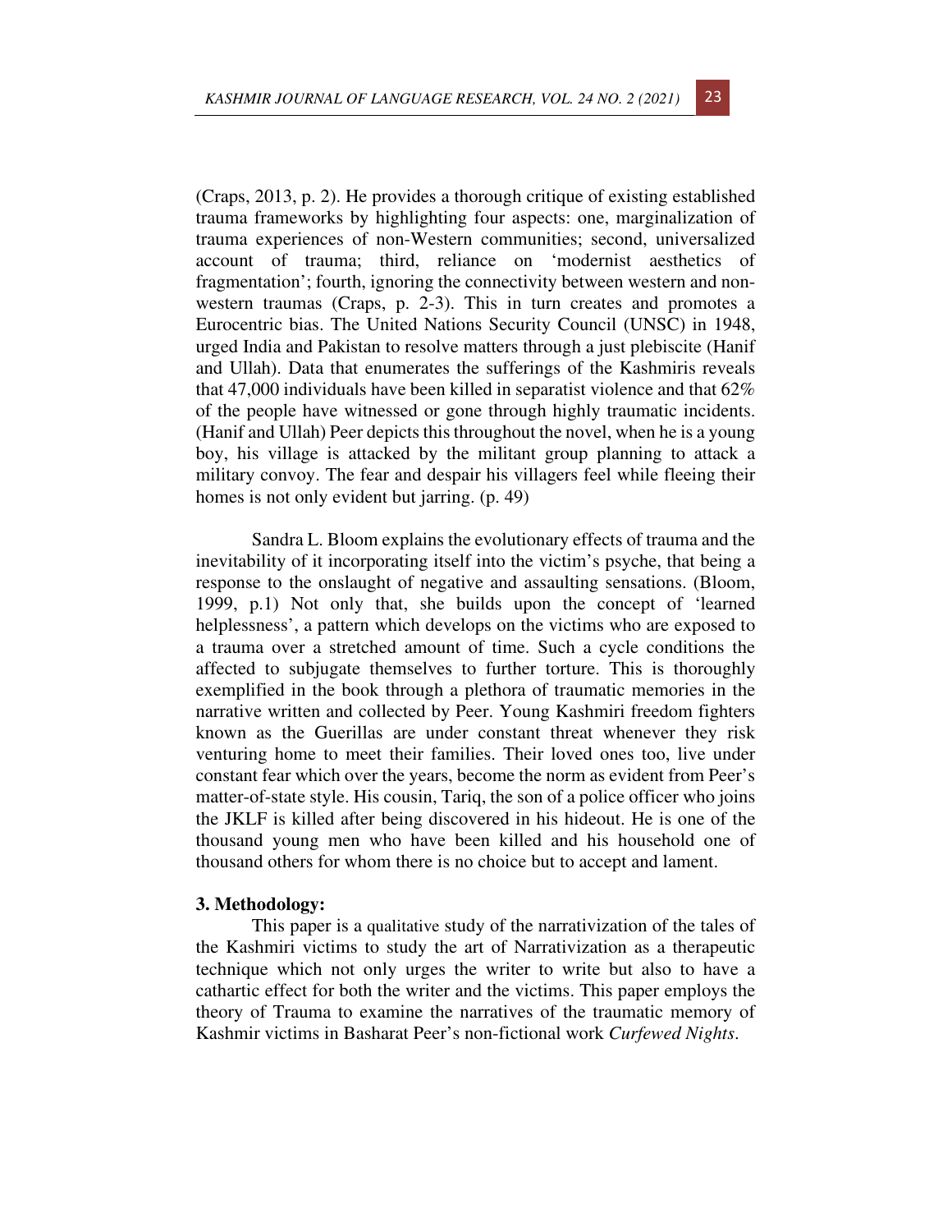(Craps, 2013, p. 2). He provides a thorough critique of existing established trauma frameworks by highlighting four aspects: one, marginalization of trauma experiences of non-Western communities; second, universalized account of trauma; third, reliance on 'modernist aesthetics of fragmentation'; fourth, ignoring the connectivity between western and non-western traumas (Craps, p. 2-3). This in turn creates and promotes a Eurocentric bias. The United Nations Security Council (UNSC) in 1948, urged India and Pakistan to resolve matters through a just plebiscite (Hanif and Ullah). Data that enumerates the sufferings of the Kashmiris reveals that 47,000 individuals have been killed in separatist violence and that 62% of the people have witnessed or gone through highly traumatic incidents. (Hanif and Ullah) Peer depicts this throughout the novel, when he is a young boy, his village is attacked by the militant group planning to attack a military convoy. The fear and despair his villagers feel while fleeing their homes is not only evident but jarring. (p. 49)

Sandra L. Bloom explains the evolutionary effects of trauma and the inevitability of it incorporating itself into the victim's psyche, that being a response to the onslaught of negative and assaulting sensations. (Bloom, 1999, p.1) Not only that, she builds upon the concept of 'learned helplessness', a pattern which develops on the victims who are exposed to a trauma over a stretched amount of time. Such a cycle conditions the affected to subjugate themselves to further torture. This is thoroughly exemplified in the book through a plethora of traumatic memories in the narrative written and collected by Peer. Young Kashmiri freedom fighters known as the Guerillas are under constant threat whenever they risk venturing home to meet their families. Their loved ones too, live under constant fear which over the years, become the norm as evident from Peer's matter-of-state style. His cousin, Tariq, the son of a police officer who joins the JKLF is killed after being discovered in his hideout. He is one of the thousand young men who have been killed and his household one of thousand others for whom there is no choice but to accept and lament.

## 3. Methodology:

This paper is a qualitative study of the narrativization of the tales of the Kashmiri victims to study the art of Narrativization as a therapeutic technique which not only urges the writer to write but also to have a cathartic effect for both the writer and the victims. This paper employs the theory of Trauma to examine the narratives of the traumatic memory of Kashmir victims in Basharat Peer's non-fictional work *Curfewed Nights*.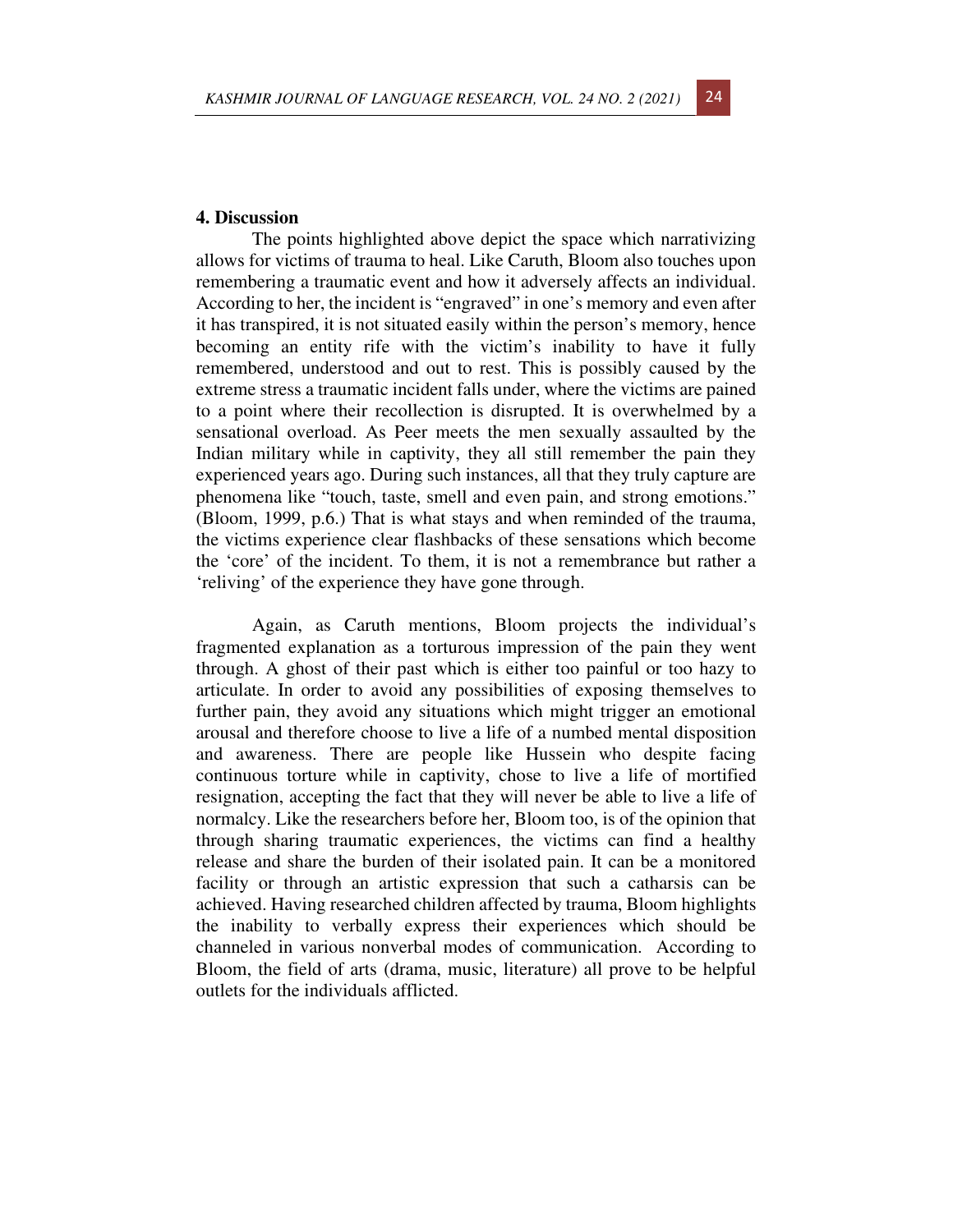## 4. Discussion

The points highlighted above depict the space which narrativizing allows for victims of trauma to heal. Like Caruth, Bloom also touches upon remembering a traumatic event and how it adversely affects an individual. According to her, the incident is "engraved" in one's memory and even after it has transpired, it is not situated easily within the person's memory, hence becoming an entity rife with the victim's inability to have it fully remembered, understood and out to rest. This is possibly caused by the extreme stress a traumatic incident falls under, where the victims are pained to a point where their recollection is disrupted. It is overwhelmed by a sensational overload. As Peer meets the men sexually assaulted by the Indian military while in captivity, they all still remember the pain they experienced years ago. During such instances, all that they truly capture are phenomena like "touch, taste, smell and even pain, and strong emotions." (Bloom, 1999, p.6.) That is what stays and when reminded of the trauma, the victims experience clear flashbacks of these sensations which become the 'core' of the incident. To them, it is not a remembrance but rather a 'reliving' of the experience they have gone through.

Again, as Caruth mentions, Bloom projects the individual's fragmented explanation as a torturous impression of the pain they went through. A ghost of their past which is either too painful or too hazy to articulate. In order to avoid any possibilities of exposing themselves to further pain, they avoid any situations which might trigger an emotional arousal and therefore choose to live a life of a numbed mental disposition and awareness. There are people like Hussein who despite facing continuous torture while in captivity, chose to live a life of mortified resignation, accepting the fact that they will never be able to live a life of normalcy. Like the researchers before her, Bloom too, is of the opinion that through sharing traumatic experiences, the victims can find a healthy release and share the burden of their isolated pain. It can be a monitored facility or through an artistic expression that such a catharsis can be achieved. Having researched children affected by trauma, Bloom highlights the inability to verbally express their experiences which should be channeled in various nonverbal modes of communication. According to Bloom, the field of arts (drama, music, literature) all prove to be helpful outlets for the individuals afflicted.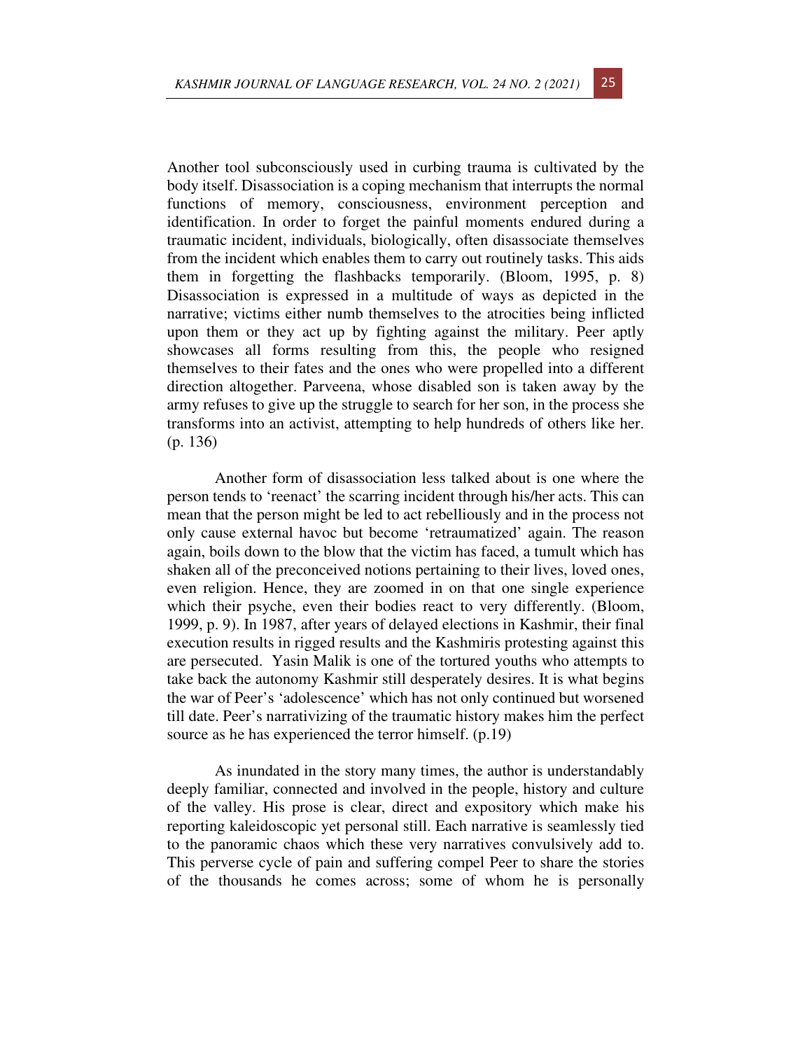Another tool subconsciously used in curbing trauma is cultivated by the body itself. Disassociation is a coping mechanism that interrupts the normal functions of memory, consciousness, environment perception and identification. In order to forget the painful moments endured during a traumatic incident, individuals, biologically, often disassociate themselves from the incident which enables them to carry out routinely tasks. This aids them in forgetting the flashbacks temporarily. (Bloom, 1995, p. 8) Disassociation is expressed in a multitude of ways as depicted in the narrative; victims either numb themselves to the atrocities being inflicted upon them or they act up by fighting against the military. Peer aptly showcases all forms resulting from this, the people who resigned themselves to their fates and the ones who were propelled into a different direction altogether. Parveena, whose disabled son is taken away by the army refuses to give up the struggle to search for her son, in the process she transforms into an activist, attempting to help hundreds of others like her. (p. 136)

Another form of disassociation less talked about is one where the person tends to 'reenact' the scarring incident through his/her acts. This can mean that the person might be led to act rebelliously and in the process not only cause external havoc but become 'retraumatized' again. The reason again, boils down to the blow that the victim has faced, a tumult which has shaken all of the preconceived notions pertaining to their lives, loved ones, even religion. Hence, they are zoomed in on that one single experience which their psyche, even their bodies react to very differently. (Bloom, 1999, p. 9). In 1987, after years of delayed elections in Kashmir, their final execution results in rigged results and the Kashmiris protesting against this are persecuted. Yasin Malik is one of the tortured youths who attempts to take back the autonomy Kashmir still desperately desires. It is what begins the war of Peer's 'adolescence' which has not only continued but worsened till date. Peer's narrativizing of the traumatic history makes him the perfect source as he has experienced the terror himself. (p.19)

As inundated in the story many times, the author is understandably deeply familiar, connected and involved in the people, history and culture of the valley. His prose is clear, direct and expository which make his reporting kaleidoscopic yet personal still. Each narrative is seamlessly tied to the panoramic chaos which these very narratives convulsively add to. This perverse cycle of pain and suffering compel Peer to share the stories of the thousands he comes across; some of whom he is personally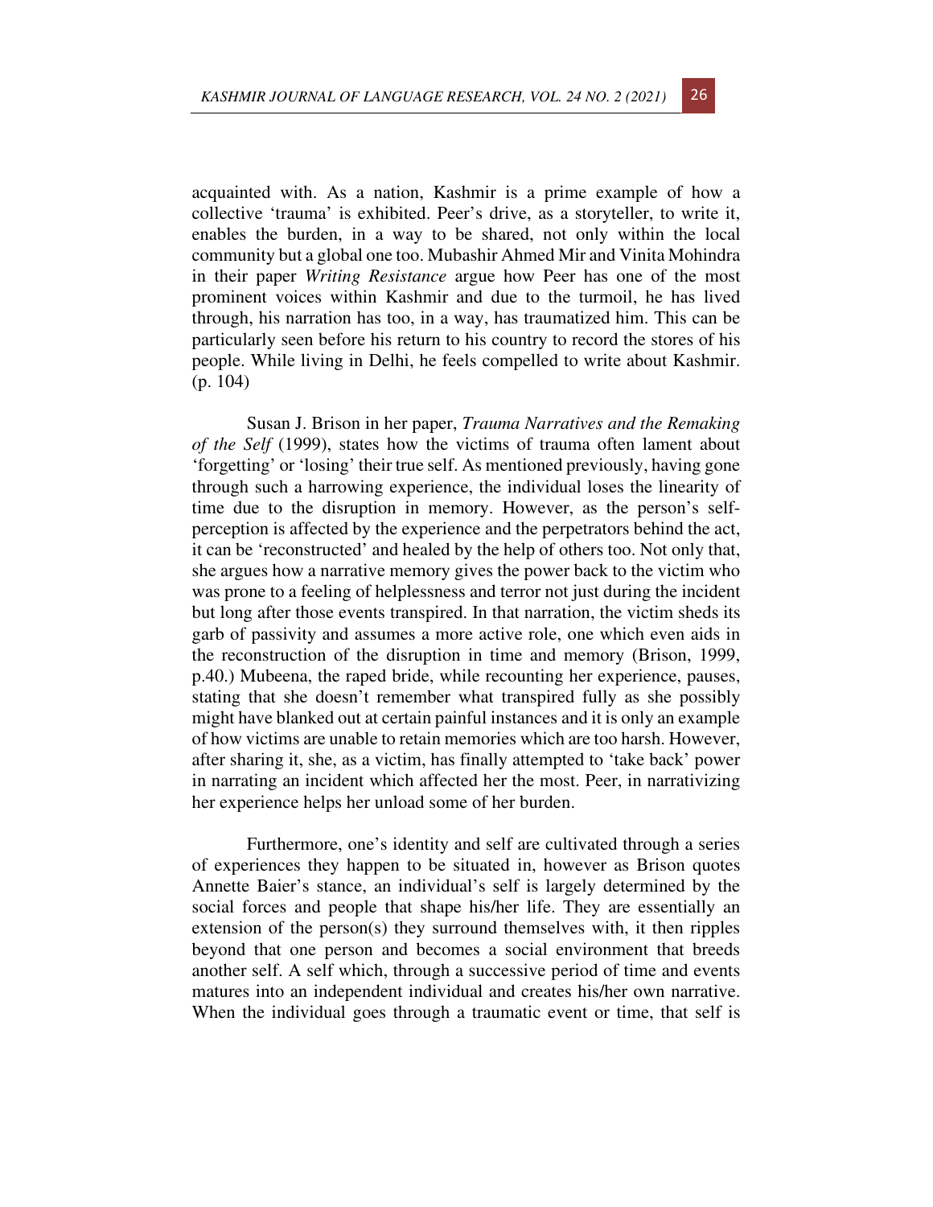acquainted with. As a nation, Kashmir is a prime example of how a collective 'trauma' is exhibited. Peer's drive, as a storyteller, to write it, enables the burden, in a way to be shared, not only within the local community but a global one too. Mubashir Ahmed Mir and Vinita Mohindra in their paper *Writing Resistance* argue how Peer has one of the most prominent voices within Kashmir and due to the turmoil, he has lived through, his narration has too, in a way, has traumatized him. This can be particularly seen before his return to his country to record the stores of his people. While living in Delhi, he feels compelled to write about Kashmir. (p. 104)

Susan J. Brison in her paper, *Trauma Narratives and the Remaking of the Self* (1999), states how the victims of trauma often lament about 'forgetting' or 'losing' their true self. As mentioned previously, having gone through such a harrowing experience, the individual loses the linearity of time due to the disruption in memory. However, as the person's self-perception is affected by the experience and the perpetrators behind the act, it can be 'reconstructed' and healed by the help of others too. Not only that, she argues how a narrative memory gives the power back to the victim who was prone to a feeling of helplessness and terror not just during the incident but long after those events transpired. In that narration, the victim sheds its garb of passivity and assumes a more active role, one which even aids in the reconstruction of the disruption in time and memory (Brison, 1999, p.40.) Mubeena, the raped bride, while recounting her experience, pauses, stating that she doesn't remember what transpired fully as she possibly might have blanked out at certain painful instances and it is only an example of how victims are unable to retain memories which are too harsh. However, after sharing it, she, as a victim, has finally attempted to 'take back' power in narrating an incident which affected her the most. Peer, in narrativizing her experience helps her unload some of her burden.

Furthermore, one's identity and self are cultivated through a series of experiences they happen to be situated in, however as Brison quotes Annette Baier's stance, an individual's self is largely determined by the social forces and people that shape his/her life. They are essentially an extension of the person(s) they surround themselves with, it then ripples beyond that one person and becomes a social environment that breeds another self. A self which, through a successive period of time and events matures into an independent individual and creates his/her own narrative. When the individual goes through a traumatic event or time, that self is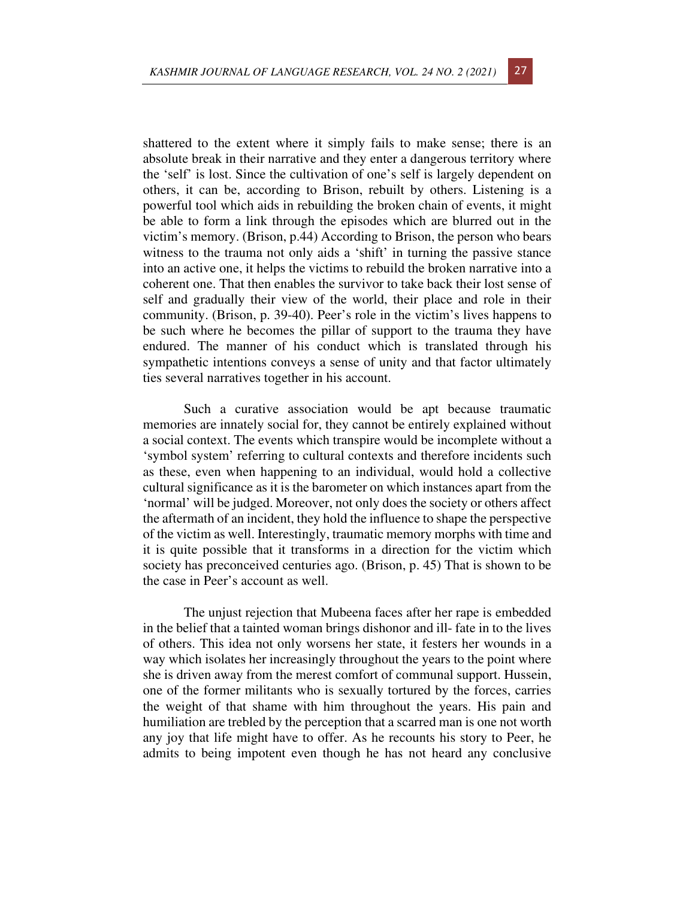shattered to the extent where it simply fails to make sense; there is an absolute break in their narrative and they enter a dangerous territory where the 'self' is lost. Since the cultivation of one's self is largely dependent on others, it can be, according to Brison, rebuilt by others. Listening is a powerful tool which aids in rebuilding the broken chain of events, it might be able to form a link through the episodes which are blurred out in the victim's memory. (Brison, p.44) According to Brison, the person who bears witness to the trauma not only aids a 'shift' in turning the passive stance into an active one, it helps the victims to rebuild the broken narrative into a coherent one. That then enables the survivor to take back their lost sense of self and gradually their view of the world, their place and role in their community. (Brison, p. 39-40). Peer's role in the victim's lives happens to be such where he becomes the pillar of support to the trauma they have endured. The manner of his conduct which is translated through his sympathetic intentions conveys a sense of unity and that factor ultimately ties several narratives together in his account.

Such a curative association would be apt because traumatic memories are innately social for, they cannot be entirely explained without a social context. The events which transpire would be incomplete without a 'symbol system' referring to cultural contexts and therefore incidents such as these, even when happening to an individual, would hold a collective cultural significance as it is the barometer on which instances apart from the 'normal' will be judged. Moreover, not only does the society or others affect the aftermath of an incident, they hold the influence to shape the perspective of the victim as well. Interestingly, traumatic memory morphs with time and it is quite possible that it transforms in a direction for the victim which society has preconceived centuries ago. (Brison, p. 45) That is shown to be the case in Peer's account as well.

The unjust rejection that Mubeena faces after her rape is embedded in the belief that a tainted woman brings dishonor and ill- fate in to the lives of others. This idea not only worsens her state, it festers her wounds in a way which isolates her increasingly throughout the years to the point where she is driven away from the merest comfort of communal support. Hussein, one of the former militants who is sexually tortured by the forces, carries the weight of that shame with him throughout the years. His pain and humiliation are trebled by the perception that a scarred man is one not worth any joy that life might have to offer. As he recounts his story to Peer, he admits to being impotent even though he has not heard any conclusive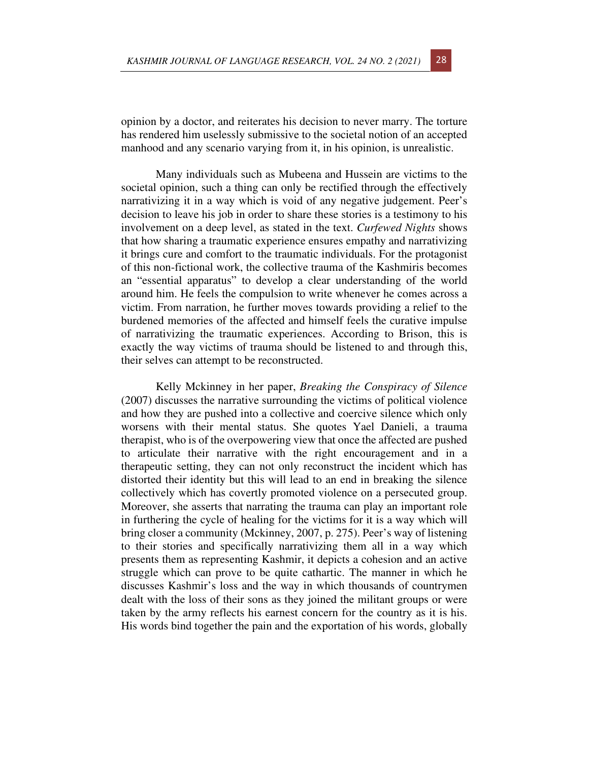opinion by a doctor, and reiterates his decision to never marry. The torture has rendered him uselessly submissive to the societal notion of an accepted manhood and any scenario varying from it, in his opinion, is unrealistic.

Many individuals such as Mubeena and Hussein are victims to the societal opinion, such a thing can only be rectified through the effectively narrativizing it in a way which is void of any negative judgement. Peer's decision to leave his job in order to share these stories is a testimony to his involvement on a deep level, as stated in the text. *Curfewed Nights* shows that how sharing a traumatic experience ensures empathy and narrativizing it brings cure and comfort to the traumatic individuals. For the protagonist of this non-fictional work, the collective trauma of the Kashmiris becomes an "essential apparatus" to develop a clear understanding of the world around him. He feels the compulsion to write whenever he comes across a victim. From narration, he further moves towards providing a relief to the burdened memories of the affected and himself feels the curative impulse of narrativizing the traumatic experiences. According to Brison, this is exactly the way victims of trauma should be listened to and through this, their selves can attempt to be reconstructed.

Kelly Mckinney in her paper, *Breaking the Conspiracy of Silence* (2007) discusses the narrative surrounding the victims of political violence and how they are pushed into a collective and coercive silence which only worsens with their mental status. She quotes Yael Danieli, a trauma therapist, who is of the overpowering view that once the affected are pushed to articulate their narrative with the right encouragement and in a therapeutic setting, they can not only reconstruct the incident which has distorted their identity but this will lead to an end in breaking the silence collectively which has covertly promoted violence on a persecuted group. Moreover, she asserts that narrating the trauma can play an important role in furthering the cycle of healing for the victims for it is a way which will bring closer a community (Mckinney, 2007, p. 275). Peer's way of listening to their stories and specifically narrativizing them all in a way which presents them as representing Kashmir, it depicts a cohesion and an active struggle which can prove to be quite cathartic. The manner in which he discusses Kashmir's loss and the way in which thousands of countrymen dealt with the loss of their sons as they joined the militant groups or were taken by the army reflects his earnest concern for the country as it is his. His words bind together the pain and the exportation of his words, globally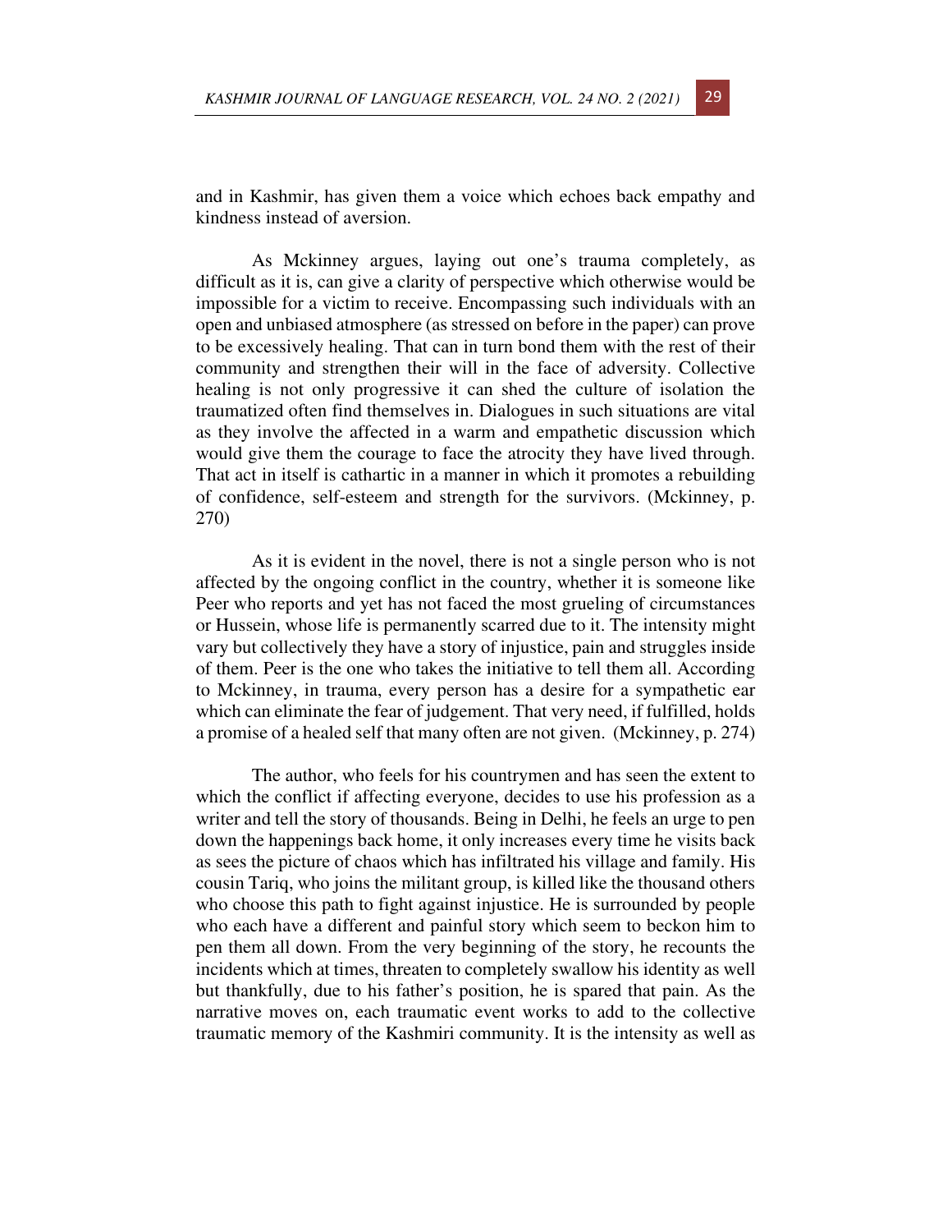and in Kashmir, has given them a voice which echoes back empathy and kindness instead of aversion.

As Mckinney argues, laying out one's trauma completely, as difficult as it is, can give a clarity of perspective which otherwise would be impossible for a victim to receive. Encompassing such individuals with an open and unbiased atmosphere (as stressed on before in the paper) can prove to be excessively healing. That can in turn bond them with the rest of their community and strengthen their will in the face of adversity. Collective healing is not only progressive it can shed the culture of isolation the traumatized often find themselves in. Dialogues in such situations are vital as they involve the affected in a warm and empathetic discussion which would give them the courage to face the atrocity they have lived through. That act in itself is cathartic in a manner in which it promotes a rebuilding of confidence, self-esteem and strength for the survivors. (Mckinney, p. 270)

As it is evident in the novel, there is not a single person who is not affected by the ongoing conflict in the country, whether it is someone like Peer who reports and yet has not faced the most grueling of circumstances or Hussein, whose life is permanently scarred due to it. The intensity might vary but collectively they have a story of injustice, pain and struggles inside of them. Peer is the one who takes the initiative to tell them all. According to Mckinney, in trauma, every person has a desire for a sympathetic ear which can eliminate the fear of judgement. That very need, if fulfilled, holds a promise of a healed self that many often are not given. (Mckinney, p. 274)

The author, who feels for his countrymen and has seen the extent to which the conflict if affecting everyone, decides to use his profession as a writer and tell the story of thousands. Being in Delhi, he feels an urge to pen down the happenings back home, it only increases every time he visits back as sees the picture of chaos which has infiltrated his village and family. His cousin Tariq, who joins the militant group, is killed like the thousand others who choose this path to fight against injustice. He is surrounded by people who each have a different and painful story which seem to beckon him to pen them all down. From the very beginning of the story, he recounts the incidents which at times, threaten to completely swallow his identity as well but thankfully, due to his father's position, he is spared that pain. As the narrative moves on, each traumatic event works to add to the collective traumatic memory of the Kashmiri community. It is the intensity as well as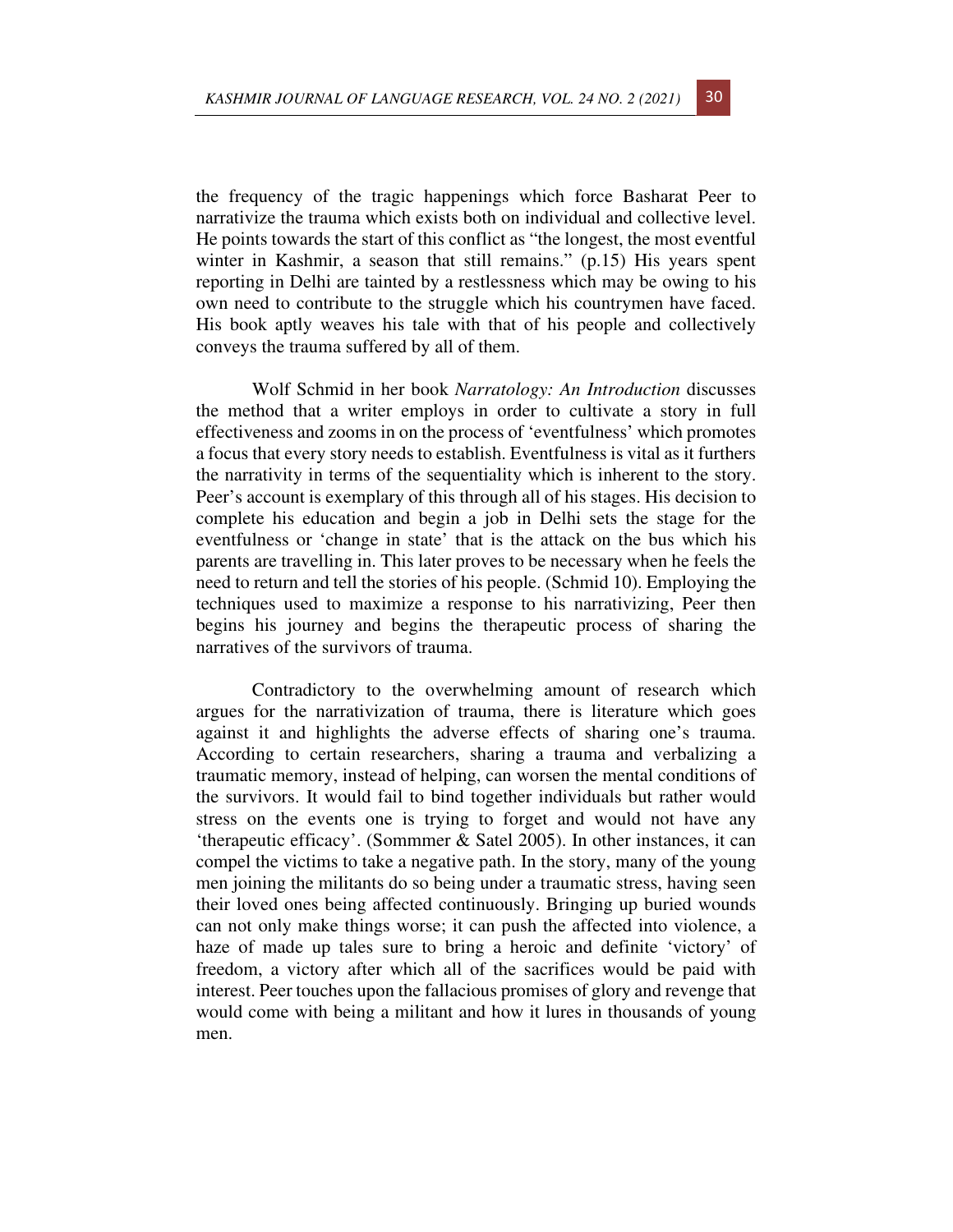the frequency of the tragic happenings which force Basharat Peer to narrativize the trauma which exists both on individual and collective level. He points towards the start of this conflict as "the longest, the most eventful winter in Kashmir, a season that still remains." (p.15) His years spent reporting in Delhi are tainted by a restlessness which may be owing to his own need to contribute to the struggle which his countrymen have faced. His book aptly weaves his tale with that of his people and collectively conveys the trauma suffered by all of them.

Wolf Schmid in her book *Narratology: An Introduction* discusses the method that a writer employs in order to cultivate a story in full effectiveness and zooms in on the process of 'eventfulness' which promotes a focus that every story needs to establish. Eventfulness is vital as it furthers the narrativity in terms of the sequentiality which is inherent to the story. Peer's account is exemplary of this through all of his stages. His decision to complete his education and begin a job in Delhi sets the stage for the eventfulness or 'change in state' that is the attack on the bus which his parents are travelling in. This later proves to be necessary when he feels the need to return and tell the stories of his people. (Schmid 10). Employing the techniques used to maximize a response to his narrativizing, Peer then begins his journey and begins the therapeutic process of sharing the narratives of the survivors of trauma.

Contradictory to the overwhelming amount of research which argues for the narrativization of trauma, there is literature which goes against it and highlights the adverse effects of sharing one's trauma. According to certain researchers, sharing a trauma and verbalizing a traumatic memory, instead of helping, can worsen the mental conditions of the survivors. It would fail to bind together individuals but rather would stress on the events one is trying to forget and would not have any 'therapeutic efficacy'. (Sommmer & Satel 2005). In other instances, it can compel the victims to take a negative path. In the story, many of the young men joining the militants do so being under a traumatic stress, having seen their loved ones being affected continuously. Bringing up buried wounds can not only make things worse; it can push the affected into violence, a haze of made up tales sure to bring a heroic and definite 'victory' of freedom, a victory after which all of the sacrifices would be paid with interest. Peer touches upon the fallacious promises of glory and revenge that would come with being a militant and how it lures in thousands of young men.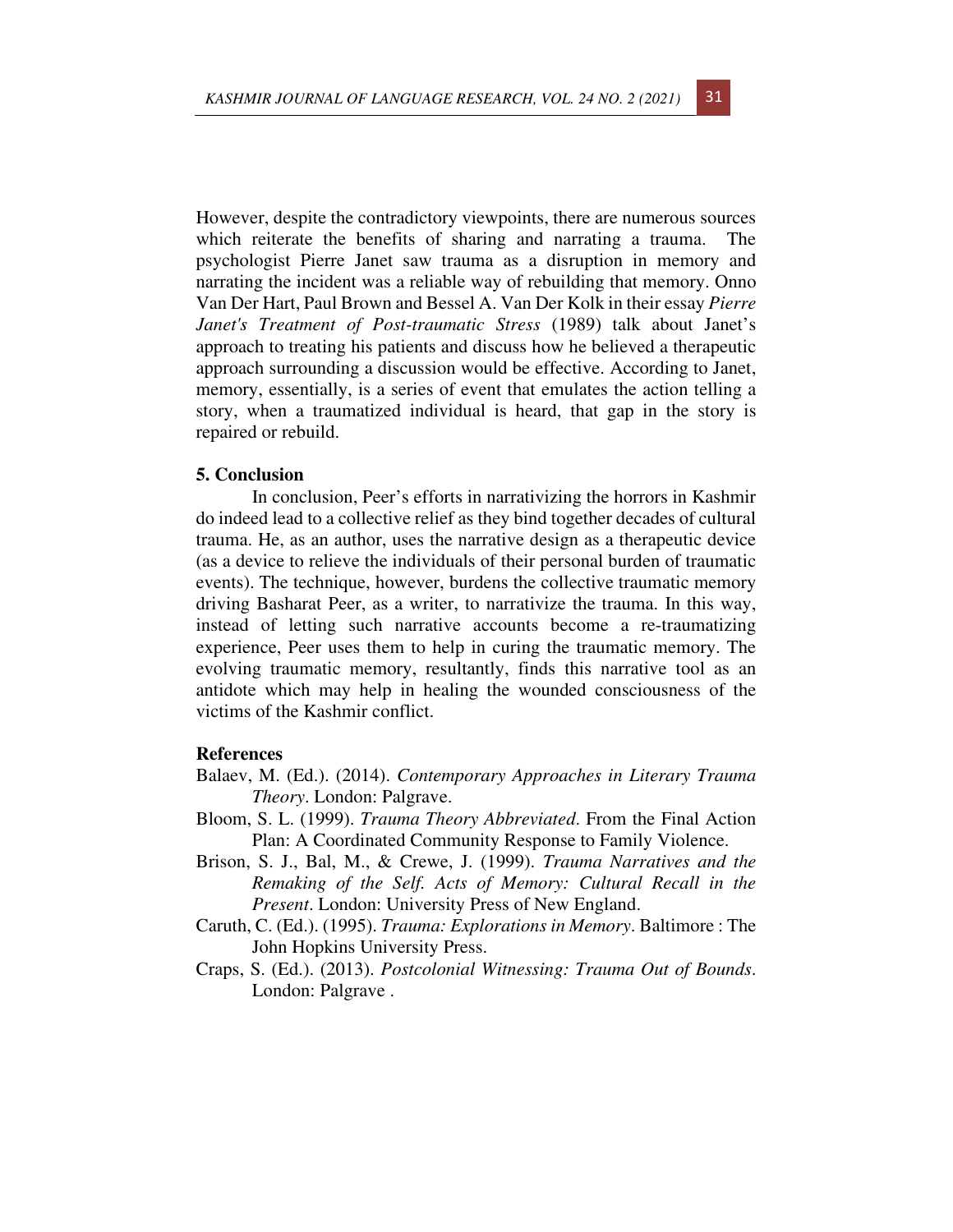However, despite the contradictory viewpoints, there are numerous sources which reiterate the benefits of sharing and narrating a trauma. The psychologist Pierre Janet saw trauma as a disruption in memory and narrating the incident was a reliable way of rebuilding that memory. Onno Van Der Hart, Paul Brown and Bessel A. Van Der Kolk in their essay *Pierre Janet's Treatment of Post-traumatic Stress* (1989) talk about Janet's approach to treating his patients and discuss how he believed a therapeutic approach surrounding a discussion would be effective. According to Janet, memory, essentially, is a series of event that emulates the action telling a story, when a traumatized individual is heard, that gap in the story is repaired or rebuild.

## 5. Conclusion

In conclusion, Peer's efforts in narrativizing the horrors in Kashmir do indeed lead to a collective relief as they bind together decades of cultural trauma. He, as an author, uses the narrative design as a therapeutic device (as a device to relieve the individuals of their personal burden of traumatic events). The technique, however, burdens the collective traumatic memory driving Basharat Peer, as a writer, to narrativize the trauma. In this way, instead of letting such narrative accounts become a re-traumatizing experience, Peer uses them to help in curing the traumatic memory. The evolving traumatic memory, resultantly, finds this narrative tool as an antidote which may help in healing the wounded consciousness of the victims of the Kashmir conflict.

## References

Balaev, M. (Ed.). (2014). *Contemporary Approaches in Literary Trauma Theory*. London: Palgrave.

Bloom, S. L. (1999). *Trauma Theory Abbreviated*. From the Final Action Plan: A Coordinated Community Response to Family Violence.

Brison, S. J., Bal, M., & Crewe, J. (1999). *Trauma Narratives and the Remaking of the Self. Acts of Memory: Cultural Recall in the Present*. London: University Press of New England.

Caruth, C. (Ed.). (1995). *Trauma: Explorations in Memory*. Baltimore : The John Hopkins University Press.

Craps, S. (Ed.). (2013). *Postcolonial Witnessing: Trauma Out of Bounds*. London: Palgrave .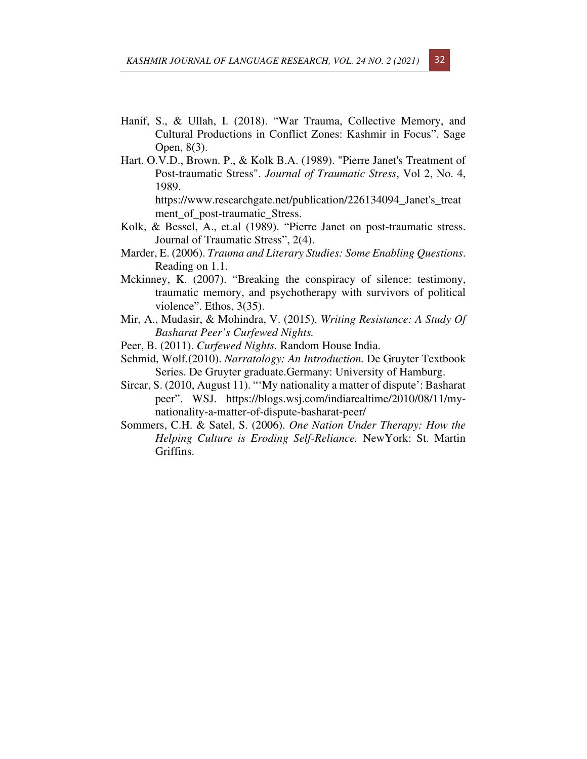Hanif, S., & Ullah, I. (2018). "War Trauma, Collective Memory, and Cultural Productions in Conflict Zones: Kashmir in Focus". Sage Open, 8(3).

Hart. O.V.D., Brown. P., & Kolk B.A. (1989). "Pierre Janet's Treatment of Post-traumatic Stress". *Journal of Traumatic Stress*, Vol 2, No. 4, 1989. https://www.researchgate.net/publication/226134094_Janet's_treatment_of_post-traumatic_Stress.

Kolk, & Bessel, A., et.al (1989). "Pierre Janet on post-traumatic stress. Journal of Traumatic Stress", 2(4).

Marder, E. (2006). *Trauma and Literary Studies: Some Enabling Questions*. Reading on 1.1.

Mckinney, K. (2007). "Breaking the conspiracy of silence: testimony, traumatic memory, and psychotherapy with survivors of political violence". Ethos, 3(35).

Mir, A., Mudasir, & Mohindra, V. (2015). *Writing Resistance: A Study Of Basharat Peer's Curfewed Nights.*

Peer, B. (2011). *Curfewed Nights.* Random House India.

Schmid, Wolf.(2010). *Narratology: An Introduction.* De Gruyter Textbook Series. De Gruyter graduate.Germany: University of Hamburg.

Sircar, S. (2010, August 11). "'My nationality a matter of dispute': Basharat peer". WSJ. https://blogs.wsj.com/indiarealtime/2010/08/11/my-nationality-a-matter-of-dispute-basharat-peer/

Sommers, C.H. & Satel, S. (2006). *One Nation Under Therapy: How the Helping Culture is Eroding Self-Reliance.* NewYork: St. Martin Griffins.